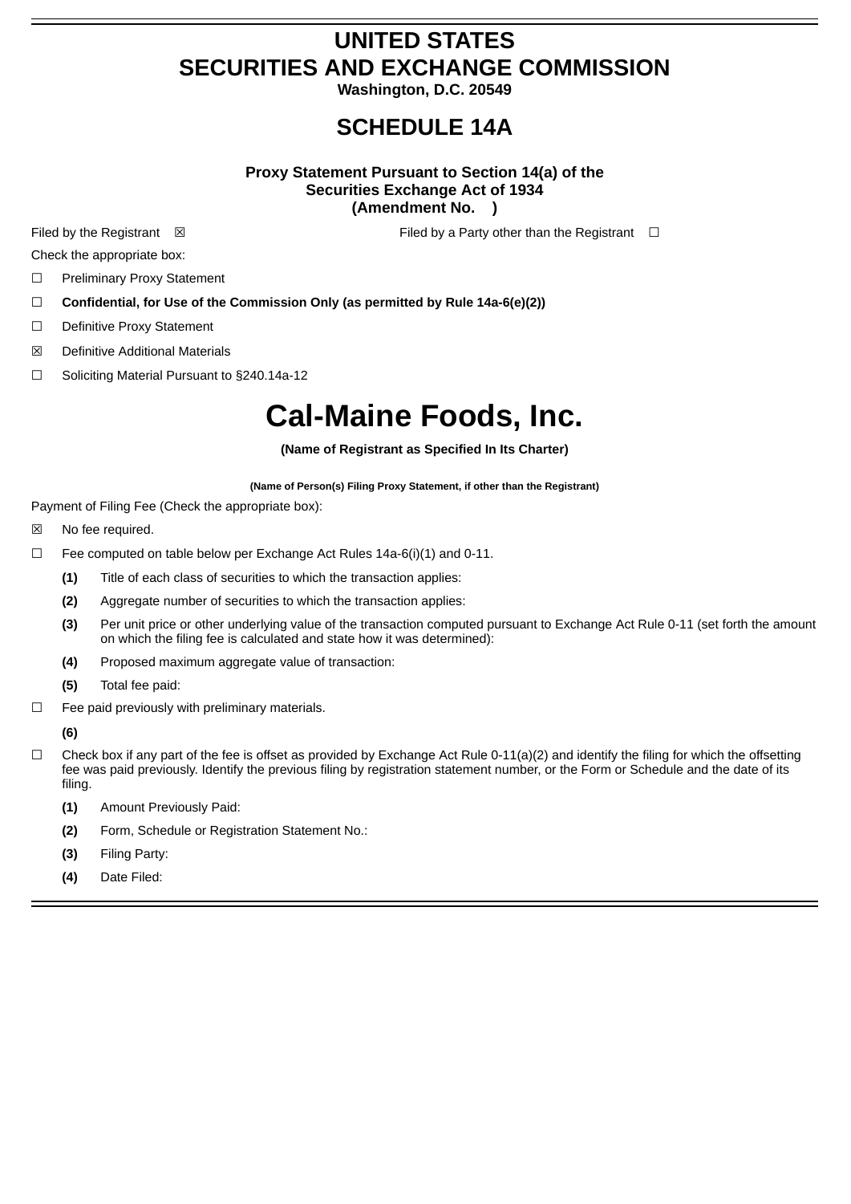# UNITED STATES
# SECURITIES AND EXCHANGE COMMISSION

**Washington, D.C. 20549**

## SCHEDULE 14A

**Proxy Statement Pursuant to Section 14(a) of the Securities Exchange Act of 1934 (Amendment No. )**

Filed by the Registrant ☒ Filed by a Party other than the Registrant ☐

Check the appropriate box:

☐ Preliminary Proxy Statement

☐ **Confidential, for Use of the Commission Only (as permitted by Rule 14a-6(e)(2))**

☐ Definitive Proxy Statement

☒ Definitive Additional Materials

☐ Soliciting Material Pursuant to §240.14a-12

# Cal-Maine Foods, Inc.

**(Name of Registrant as Specified In Its Charter)**

**(Name of Person(s) Filing Proxy Statement, if other than the Registrant)**

Payment of Filing Fee (Check the appropriate box):

☒ No fee required.

☐ Fee computed on table below per Exchange Act Rules 14a-6(i)(1) and 0-11.

- **(1)** Title of each class of securities to which the transaction applies:
- **(2)** Aggregate number of securities to which the transaction applies:
- **(3)** Per unit price or other underlying value of the transaction computed pursuant to Exchange Act Rule 0-11 (set forth the amount on which the filing fee is calculated and state how it was determined):
- **(4)** Proposed maximum aggregate value of transaction:
- **(5)** Total fee paid:

☐ Fee paid previously with preliminary materials.

- **(6)**

☐ Check box if any part of the fee is offset as provided by Exchange Act Rule 0-11(a)(2) and identify the filing for which the offsetting fee was paid previously. Identify the previous filing by registration statement number, or the Form or Schedule and the date of its filing.

- **(1)** Amount Previously Paid:
- **(2)** Form, Schedule or Registration Statement No.:
- **(3)** Filing Party:
- **(4)** Date Filed: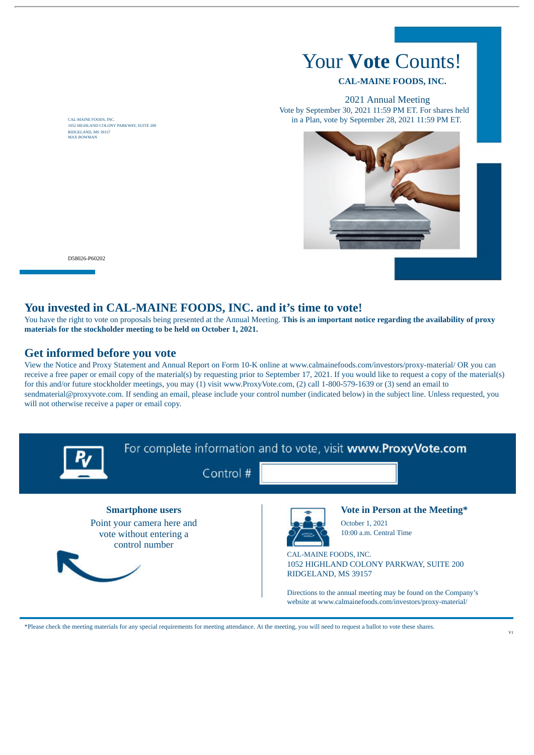CAL-MAINE FOODS, INC.
1052 HIGHLAND COLONY PARKWAY, SUITE 200
RIDGELAND, MS 39157
MAX BOWMAN

# Your **Vote** Counts!

**CAL-MAINE FOODS, INC.**

2021 Annual Meeting
Vote by September 30, 2021 11:59 PM ET. For shares held in a Plan, vote by September 28, 2021 11:59 PM ET.

D58026-P60202

## You invested in CAL-MAINE FOODS, INC. and it's time to vote!

You have the right to vote on proposals being presented at the Annual Meeting. **This is an important notice regarding the availability of proxy materials for the stockholder meeting to be held on October 1, 2021.**

## Get informed before you vote

View the Notice and Proxy Statement and Annual Report on Form 10-K online at www.calmainefoods.com/investors/proxy-material/ OR you can receive a free paper or email copy of the material(s) by requesting prior to September 17, 2021. If you would like to request a copy of the material(s) for this and/or future stockholder meetings, you may (1) visit www.ProxyVote.com, (2) call 1-800-579-1639 or (3) send an email to sendmaterial@proxyvote.com. If sending an email, please include your control number (indicated below) in the subject line. Unless requested, you will not otherwise receive a paper or email copy.

For complete information and to vote, visit **www.ProxyVote.com**

Control #

**Smartphone users**

Point your camera here and vote without entering a control number

**Vote in Person at the Meeting***

October 1, 2021
10:00 a.m. Central Time

CAL-MAINE FOODS, INC.
1052 HIGHLAND COLONY PARKWAY, SUITE 200
RIDGELAND, MS 39157

Directions to the annual meeting may be found on the Company's website at www.calmainefoods.com/investors/proxy-material/

*Please check the meeting materials for any special requirements for meeting attendance. At the meeting, you will need to request a ballot to vote these shares.

V1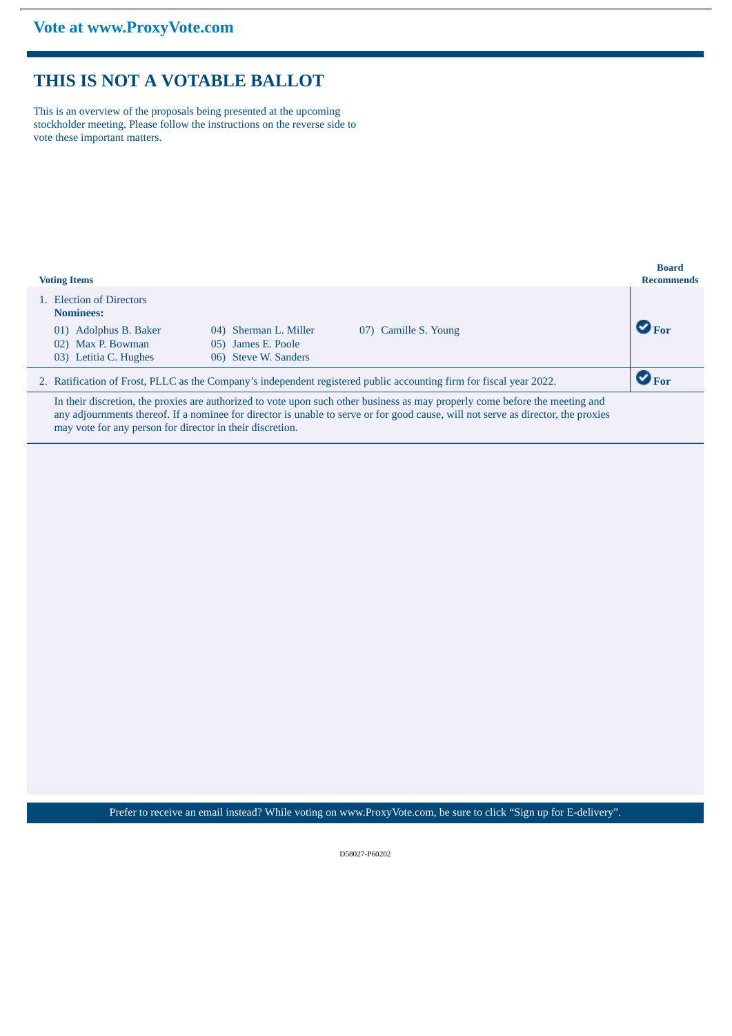**Vote at www.ProxyVote.com**

# THIS IS NOT A VOTABLE BALLOT

This is an overview of the proposals being presented at the upcoming stockholder meeting. Please follow the instructions on the reverse side to vote these important matters.

| Voting Items | Board Recommends |
|---|---|
| 1. Election of Directors<br>**Nominees:**<br>01) Adolphus B. Baker<br>02) Max P. Bowman<br>03) Letitia C. Hughes<br>04) Sherman L. Miller<br>05) James E. Poole<br>06) Steve W. Sanders<br>07) Camille S. Young | For |
| 2. Ratification of Frost, PLLC as the Company's independent registered public accounting firm for fiscal year 2022. | For |

In their discretion, the proxies are authorized to vote upon such other business as may properly come before the meeting and any adjournments thereof. If a nominee for director is unable to serve or for good cause, will not serve as director, the proxies may vote for any person for director in their discretion.

Prefer to receive an email instead? While voting on www.ProxyVote.com, be sure to click "Sign up for E-delivery".

D58027-P60202